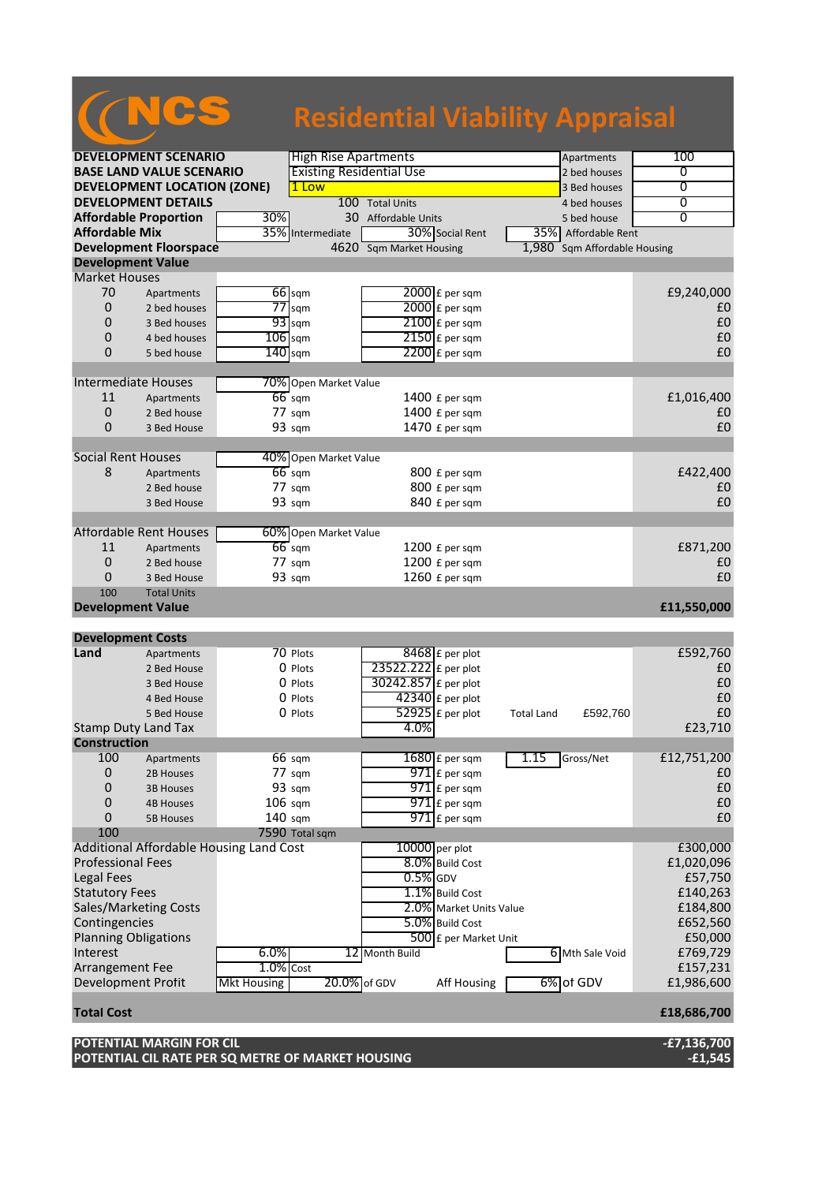# NCS Residential Viability Appraisal

| | | | |
|---|---|---|---|
| **DEVELOPMENT SCENARIO** | High Rise Apartments | Apartments | 100 |
| **BASE LAND VALUE SCENARIO** | Existing Residential Use | 2 bed houses | 0 |
| **DEVELOPMENT LOCATION (ZONE)** | 1 Low | 3 Bed houses | 0 |
| **DEVELOPMENT DETAILS** | 100 Total Units | 4 bed houses | 0 |
| **Affordable Proportion** | 30% — 30 Affordable Units | 5 bed house | 0 |
| **Affordable Mix** | 35% Intermediate | 30% Social Rent | 35% Affordable Rent |
| **Development Floorspace** | 4620 Sqm Market Housing | 1,980 Sqm Affordable Housing | |

## Development Value

| Units | Type | Size | | Rate | | Value |
|---|---|---|---|---|---|---|
| **Market Houses** | | | | | | |
| 70 | Apartments | 66 | sqm | 2000 | £ per sqm | £9,240,000 |
| 0 | 2 bed houses | 77 | sqm | 2000 | £ per sqm | £0 |
| 0 | 3 Bed houses | 93 | sqm | 2100 | £ per sqm | £0 |
| 0 | 4 bed houses | 106 | sqm | 2150 | £ per sqm | £0 |
| 0 | 5 bed house | 140 | sqm | 2200 | £ per sqm | £0 |
| **Intermediate Houses** | | 70% | Open Market Value | | | |
| 11 | Apartments | 66 | sqm | 1400 | £ per sqm | £1,016,400 |
| 0 | 2 Bed house | 77 | sqm | 1400 | £ per sqm | £0 |
| 0 | 3 Bed House | 93 | sqm | 1470 | £ per sqm | £0 |
| **Social Rent Houses** | | 40% | Open Market Value | | | |
| 8 | Apartments | 66 | sqm | 800 | £ per sqm | £422,400 |
| | 2 Bed house | 77 | sqm | 800 | £ per sqm | £0 |
| | 3 Bed House | 93 | sqm | 840 | £ per sqm | £0 |
| **Affordable Rent Houses** | | 60% | Open Market Value | | | |
| 11 | Apartments | 66 | sqm | 1200 | £ per sqm | £871,200 |
| 0 | 2 Bed house | 77 | sqm | 1200 | £ per sqm | £0 |
| 0 | 3 Bed House | 93 | sqm | 1260 | £ per sqm | £0 |
| 100 | Total Units | | | | | |
| **Development Value** | | | | | | **£11,550,000** |

## Development Costs

| Item | Type | Quantity | | Rate | | | | Cost |
|---|---|---|---|---|---|---|---|---|
| **Land** | Apartments | 70 | Plots | 8468 | £ per plot | | | £592,760 |
| | 2 Bed House | 0 | Plots | 23522.222 | £ per plot | | | £0 |
| | 3 Bed House | 0 | Plots | 30242.857 | £ per plot | | | £0 |
| | 4 Bed House | 0 | Plots | 42340 | £ per plot | | | £0 |
| | 5 Bed House | 0 | Plots | 52925 | £ per plot | Total Land | £592,760 | £0 |
| Stamp Duty Land Tax | | | | 4.0% | | | | £23,710 |
| **Construction** | | | | | | | | |
| 100 | Apartments | 66 | sqm | 1680 | £ per sqm | 1.15 | Gross/Net | £12,751,200 |
| 0 | 2B Houses | 77 | sqm | 971 | £ per sqm | | | £0 |
| 0 | 3B Houses | 93 | sqm | 971 | £ per sqm | | | £0 |
| 0 | 4B Houses | 106 | sqm | 971 | £ per sqm | | | £0 |
| 0 | 5B Houses | 140 | sqm | 971 | £ per sqm | | | £0 |
| 100 | | 7590 | Total sqm | | | | | |
| Additional Affordable Housing Land Cost | | | | 10000 | per plot | | | £300,000 |
| Professional Fees | | | | 8.0% | Build Cost | | | £1,020,096 |
| Legal Fees | | | | 0.5% | GDV | | | £57,750 |
| Statutory Fees | | | | 1.1% | Build Cost | | | £140,263 |
| Sales/Marketing Costs | | | | 2.0% | Market Units Value | | | £184,800 |
| Contingencies | | | | 5.0% | Build Cost | | | £652,560 |
| Planning Obligations | | | | 500 | £ per Market Unit | | | £50,000 |
| Interest | 6.0% | 12 | Month Build | | | 6 | Mth Sale Void | £769,729 |
| Arrangement Fee | 1.0% | Cost | | | | | | £157,231 |
| Development Profit | Mkt Housing | 20.0% | of GDV | | Aff Housing | 6% | of GDV | £1,986,600 |
| **Total Cost** | | | | | | | | **£18,686,700** |

| | |
|---|---|
| **POTENTIAL MARGIN FOR CIL** | **-£7,136,700** |
| **POTENTIAL CIL RATE PER SQ METRE OF MARKET HOUSING** | **-£1,545** |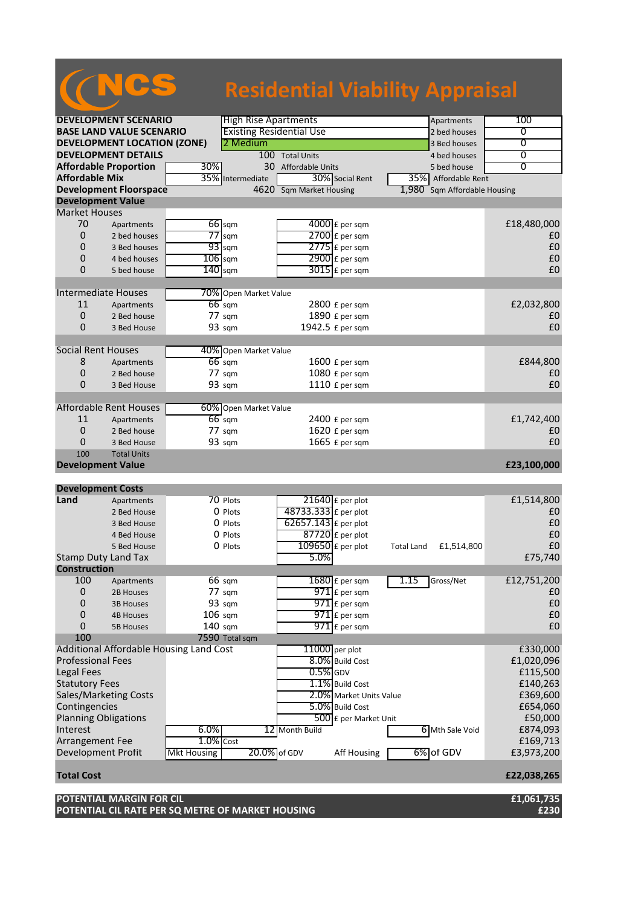# NCS Residential Viability Appraisal

| | | | | |
|---|---|---|---|---|
| **DEVELOPMENT SCENARIO** | High Rise Apartments | | Apartments | 100 |
| **BASE LAND VALUE SCENARIO** | Existing Residential Use | | 2 bed houses | 0 |
| **DEVELOPMENT LOCATION (ZONE)** | 2 Medium | | 3 Bed houses | 0 |
| **DEVELOPMENT DETAILS** | 100 Total Units | | 4 bed houses | 0 |
| **Affordable Proportion** | 30% | 30 Affordable Units | 5 bed house | 0 |
| **Affordable Mix** | 35% Intermediate | 30% Social Rent | 35% Affordable Rent | |
| **Development Floorspace** | 4620 Sqm Market Housing | | 1,980 Sqm Affordable Housing | |

## Development Value

| | | | | |
|---|---|---|---|---|
| **Market Houses** | | | | |
| 70 | Apartments | 66 sqm | 4000 £ per sqm | £18,480,000 |
| 0 | 2 bed houses | 77 sqm | 2700 £ per sqm | £0 |
| 0 | 3 Bed houses | 93 sqm | 2775 £ per sqm | £0 |
| 0 | 4 bed houses | 106 sqm | 2900 £ per sqm | £0 |
| 0 | 5 bed house | 140 sqm | 3015 £ per sqm | £0 |
| **Intermediate Houses** | | 70% Open Market Value | | |
| 11 | Apartments | 66 sqm | 2800 £ per sqm | £2,032,800 |
| 0 | 2 Bed house | 77 sqm | 1890 £ per sqm | £0 |
| 0 | 3 Bed House | 93 sqm | 1942.5 £ per sqm | £0 |
| **Social Rent Houses** | | 40% Open Market Value | | |
| 8 | Apartments | 66 sqm | 1600 £ per sqm | £844,800 |
| 0 | 2 Bed house | 77 sqm | 1080 £ per sqm | £0 |
| 0 | 3 Bed House | 93 sqm | 1110 £ per sqm | £0 |
| **Affordable Rent Houses** | | 60% Open Market Value | | |
| 11 | Apartments | 66 sqm | 2400 £ per sqm | £1,742,400 |
| 0 | 2 Bed house | 77 sqm | 1620 £ per sqm | £0 |
| 0 | 3 Bed House | 93 sqm | 1665 £ per sqm | £0 |
| 100 | Total Units | | | |
| **Development Value** | | | | **£23,100,000** |

## Development Costs

| | | | | | |
|---|---|---|---|---|---|
| **Land** | Apartments | 70 Plots | 21640 £ per plot | | £1,514,800 |
| | 2 Bed House | 0 Plots | 48733.333 £ per plot | | £0 |
| | 3 Bed House | 0 Plots | 62657.143 £ per plot | | £0 |
| | 4 Bed House | 0 Plots | 87720 £ per plot | | £0 |
| | 5 Bed House | 0 Plots | 109650 £ per plot | Total Land £1,514,800 | £0 |
| Stamp Duty Land Tax | | | 5.0% | | £75,740 |
| **Construction** | | | | | |
| 100 | Apartments | 66 sqm | 1680 £ per sqm | 1.15 Gross/Net | £12,751,200 |
| 0 | 2B Houses | 77 sqm | 971 £ per sqm | | £0 |
| 0 | 3B Houses | 93 sqm | 971 £ per sqm | | £0 |
| 0 | 4B Houses | 106 sqm | 971 £ per sqm | | £0 |
| 0 | 5B Houses | 140 sqm | 971 £ per sqm | | £0 |
| 100 | | 7590 Total sqm | | | |
| Additional Affordable Housing Land Cost | | | 11000 per plot | | £330,000 |
| Professional Fees | | | 8.0% Build Cost | | £1,020,096 |
| Legal Fees | | | 0.5% GDV | | £115,500 |
| Statutory Fees | | | 1.1% Build Cost | | £140,263 |
| Sales/Marketing Costs | | | 2.0% Market Units Value | | £369,600 |
| Contingencies | | | 5.0% Build Cost | | £654,060 |
| Planning Obligations | | | 500 £ per Market Unit | | £50,000 |
| Interest | | 6.0% | 12 Month Build | 6 Mth Sale Void | £874,093 |
| Arrangement Fee | | 1.0% Cost | | | £169,713 |
| Development Profit | | Mkt Housing | 20.0% of GDV | Aff Housing 6% of GDV | £3,973,200 |
| **Total Cost** | | | | | **£22,038,265** |

| | |
|---|---|
| **POTENTIAL MARGIN FOR CIL** | **£1,061,735** |
| **POTENTIAL CIL RATE PER SQ METRE OF MARKET HOUSING** | **£230** |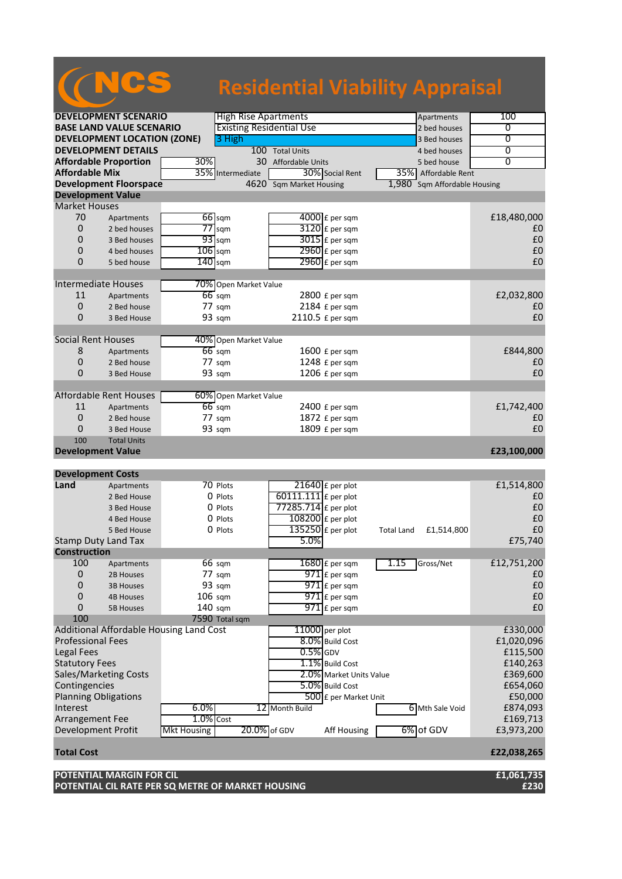# NCS Residential Viability Appraisal

| | | | | | | | |
|---|---|---|---|---|---|---|---|
| **DEVELOPMENT SCENARIO** | | High Rise Apartments | | | | Apartments | 100 |
| **BASE LAND VALUE SCENARIO** | | Existing Residential Use | | | | 2 bed houses | 0 |
| **DEVELOPMENT LOCATION (ZONE)** | | 3 High | | | | 3 Bed houses | 0 |
| **DEVELOPMENT DETAILS** | | 100 | Total Units | | | 4 bed houses | 0 |
| **Affordable Proportion** | 30% | 30 | Affordable Units | | | 5 bed house | 0 |
| **Affordable Mix** | 35% | Intermediate | 30% | Social Rent | 35% | Affordable Rent | |
| **Development Floorspace** | | 4620 | Sqm Market Housing | | 1,980 | Sqm Affordable Housing | |

## Development Value

| | | | | | | |
|---|---|---|---|---|---|---|
| **Market Houses** | | | | | | |
| 70 | Apartments | 66 | sqm | 4000 | £ per sqm | £18,480,000 |
| 0 | 2 bed houses | 77 | sqm | 3120 | £ per sqm | £0 |
| 0 | 3 Bed houses | 93 | sqm | 3015 | £ per sqm | £0 |
| 0 | 4 bed houses | 106 | sqm | 2960 | £ per sqm | £0 |
| 0 | 5 bed house | 140 | sqm | 2960 | £ per sqm | £0 |
| **Intermediate Houses** | | 70% | Open Market Value | | | |
| 11 | Apartments | 66 | sqm | 2800 | £ per sqm | £2,032,800 |
| 0 | 2 Bed house | 77 | sqm | 2184 | £ per sqm | £0 |
| 0 | 3 Bed House | 93 | sqm | 2110.5 | £ per sqm | £0 |
| **Social Rent Houses** | | 40% | Open Market Value | | | |
| 8 | Apartments | 66 | sqm | 1600 | £ per sqm | £844,800 |
| 0 | 2 Bed house | 77 | sqm | 1248 | £ per sqm | £0 |
| 0 | 3 Bed House | 93 | sqm | 1206 | £ per sqm | £0 |
| **Affordable Rent Houses** | | 60% | Open Market Value | | | |
| 11 | Apartments | 66 | sqm | 2400 | £ per sqm | £1,742,400 |
| 0 | 2 Bed house | 77 | sqm | 1872 | £ per sqm | £0 |
| 0 | 3 Bed House | 93 | sqm | 1809 | £ per sqm | £0 |
| 100 | Total Units | | | | | |
| **Development Value** | | | | | | **£23,100,000** |

## Development Costs

| | | | | | | | | |
|---|---|---|---|---|---|---|---|---|
| **Land** | Apartments | 70 | Plots | 21640 | £ per plot | | | £1,514,800 |
| | 2 Bed House | 0 | Plots | 60111.111 | £ per plot | | | £0 |
| | 3 Bed House | 0 | Plots | 77285.714 | £ per plot | | | £0 |
| | 4 Bed House | 0 | Plots | 108200 | £ per plot | | | £0 |
| | 5 Bed House | 0 | Plots | 135250 | £ per plot | Total Land | £1,514,800 | £0 |
| Stamp Duty Land Tax | | | | 5.0% | | | | £75,740 |
| **Construction** | | | | | | | | |
| 100 | Apartments | 66 | sqm | 1680 | £ per sqm | 1.15 | Gross/Net | £12,751,200 |
| 0 | 2B Houses | 77 | sqm | 971 | £ per sqm | | | £0 |
| 0 | 3B Houses | 93 | sqm | 971 | £ per sqm | | | £0 |
| 0 | 4B Houses | 106 | sqm | 971 | £ per sqm | | | £0 |
| 0 | 5B Houses | 140 | sqm | 971 | £ per sqm | | | £0 |
| 100 | | 7590 | Total sqm | | | | | |
| Additional Affordable Housing Land Cost | | | | 11000 | per plot | | | £330,000 |
| Professional Fees | | | | 8.0% | Build Cost | | | £1,020,096 |
| Legal Fees | | | | 0.5% | GDV | | | £115,500 |
| Statutory Fees | | | | 1.1% | Build Cost | | | £140,263 |
| Sales/Marketing Costs | | | | 2.0% | Market Units Value | | | £369,600 |
| Contingencies | | | | 5.0% | Build Cost | | | £654,060 |
| Planning Obligations | | | | 500 | £ per Market Unit | | | £50,000 |
| Interest | | 6.0% | | 12 | Month Build | 6 | Mth Sale Void | £874,093 |
| Arrangement Fee | | 1.0% | Cost | | | | | £169,713 |
| Development Profit | | Mkt Housing | | 20.0% | of GDV | Aff Housing | 6% of GDV | £3,973,200 |
| **Total Cost** | | | | | | | | **£22,038,265** |

| | |
|---|---|
| **POTENTIAL MARGIN FOR CIL** | **£1,061,735** |
| **POTENTIAL CIL RATE PER SQ METRE OF MARKET HOUSING** | **£230** |